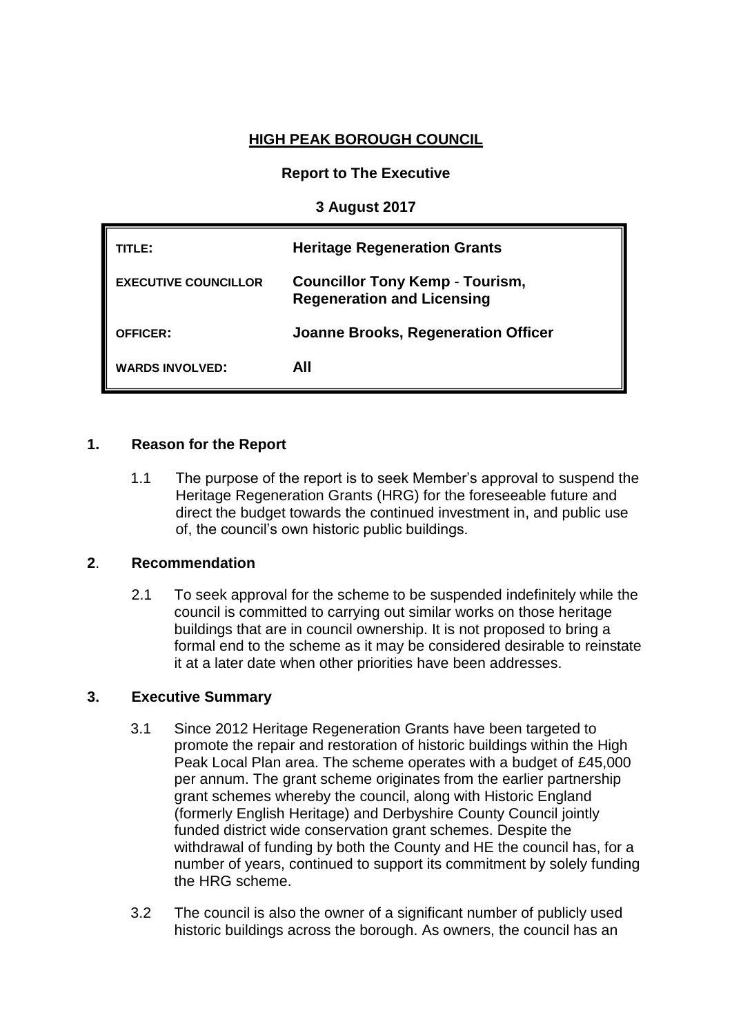# HIGH PEAK BOROUGH COUNCIL

**Report to The Executive**

**3 August 2017**

| | |
|---|---|
| **TITLE:** | **Heritage Regeneration Grants** |
| **EXECUTIVE COUNCILLOR** | **Councillor Tony Kemp - Tourism, Regeneration and Licensing** |
| **OFFICER:** | **Joanne Brooks, Regeneration Officer** |
| **WARDS INVOLVED:** | **All** |

## 1. Reason for the Report

1.1 The purpose of the report is to seek Member's approval to suspend the Heritage Regeneration Grants (HRG) for the foreseeable future and direct the budget towards the continued investment in, and public use of, the council's own historic public buildings.

## 2. Recommendation

2.1 To seek approval for the scheme to be suspended indefinitely while the council is committed to carrying out similar works on those heritage buildings that are in council ownership. It is not proposed to bring a formal end to the scheme as it may be considered desirable to reinstate it at a later date when other priorities have been addresses.

## 3. Executive Summary

3.1 Since 2012 Heritage Regeneration Grants have been targeted to promote the repair and restoration of historic buildings within the High Peak Local Plan area. The scheme operates with a budget of £45,000 per annum. The grant scheme originates from the earlier partnership grant schemes whereby the council, along with Historic England (formerly English Heritage) and Derbyshire County Council jointly funded district wide conservation grant schemes. Despite the withdrawal of funding by both the County and HE the council has, for a number of years, continued to support its commitment by solely funding the HRG scheme.

3.2 The council is also the owner of a significant number of publicly used historic buildings across the borough. As owners, the council has an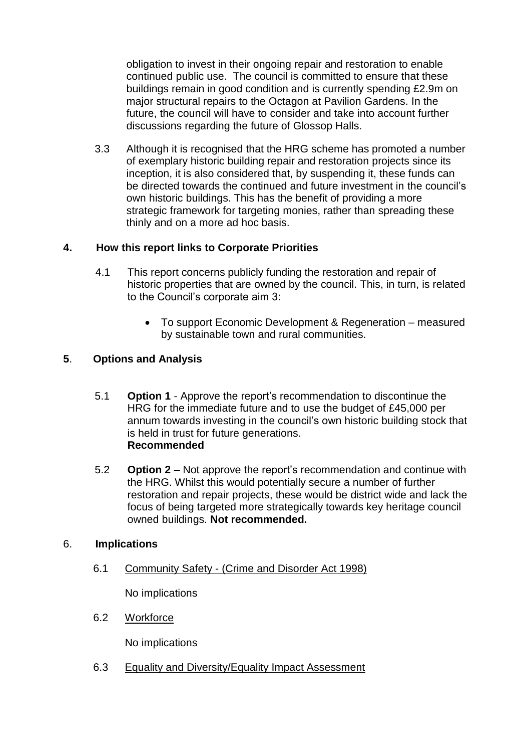obligation to invest in their ongoing repair and restoration to enable continued public use. The council is committed to ensure that these buildings remain in good condition and is currently spending £2.9m on major structural repairs to the Octagon at Pavilion Gardens. In the future, the council will have to consider and take into account further discussions regarding the future of Glossop Halls.

3.3 Although it is recognised that the HRG scheme has promoted a number of exemplary historic building repair and restoration projects since its inception, it is also considered that, by suspending it, these funds can be directed towards the continued and future investment in the council's own historic buildings. This has the benefit of providing a more strategic framework for targeting monies, rather than spreading these thinly and on a more ad hoc basis.

## 4. How this report links to Corporate Priorities

4.1 This report concerns publicly funding the restoration and repair of historic properties that are owned by the council. This, in turn, is related to the Council's corporate aim 3:

- To support Economic Development & Regeneration – measured by sustainable town and rural communities.

## 5. Options and Analysis

5.1 **Option 1** - Approve the report's recommendation to discontinue the HRG for the immediate future and to use the budget of £45,000 per annum towards investing in the council's own historic building stock that is held in trust for future generations.
**Recommended**

5.2 **Option 2** – Not approve the report's recommendation and continue with the HRG. Whilst this would potentially secure a number of further restoration and repair projects, these would be district wide and lack the focus of being targeted more strategically towards key heritage council owned buildings. **Not recommended.**

## 6. Implications

6.1 Community Safety - (Crime and Disorder Act 1998)

No implications

6.2 Workforce

No implications

6.3 Equality and Diversity/Equality Impact Assessment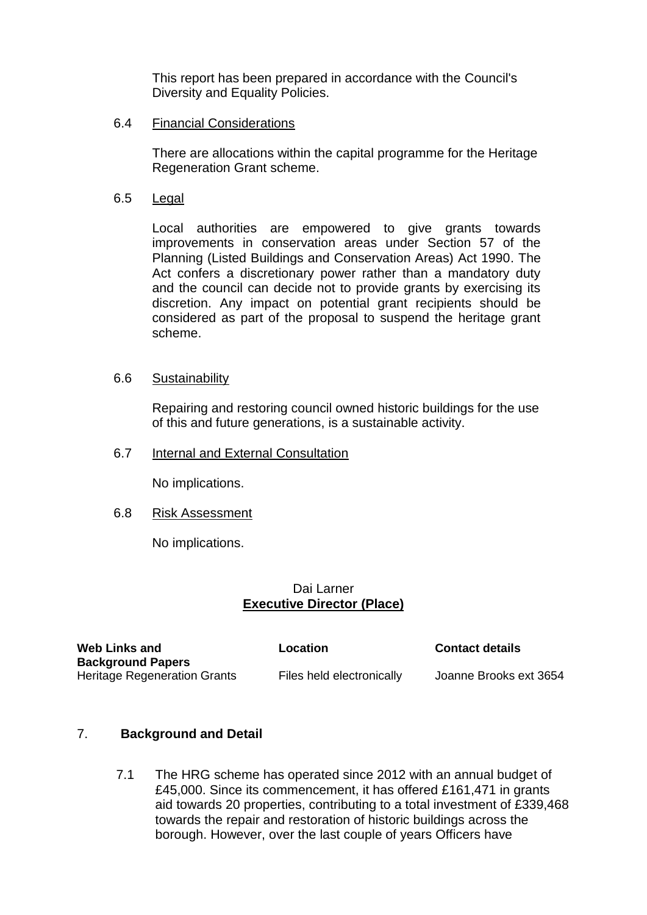This report has been prepared in accordance with the Council's Diversity and Equality Policies.

6.4 Financial Considerations

There are allocations within the capital programme for the Heritage Regeneration Grant scheme.

6.5 Legal

Local authorities are empowered to give grants towards improvements in conservation areas under Section 57 of the Planning (Listed Buildings and Conservation Areas) Act 1990. The Act confers a discretionary power rather than a mandatory duty and the council can decide not to provide grants by exercising its discretion. Any impact on potential grant recipients should be considered as part of the proposal to suspend the heritage grant scheme.

6.6 Sustainability

Repairing and restoring council owned historic buildings for the use of this and future generations, is a sustainable activity.

6.7 Internal and External Consultation

No implications.

6.8 Risk Assessment

No implications.

Dai Larner
**Executive Director (Place)**

| Web Links and Background Papers | Location | Contact details |
|---|---|---|
| Heritage Regeneration Grants | Files held electronically | Joanne Brooks ext 3654 |

## 7. Background and Detail

7.1 The HRG scheme has operated since 2012 with an annual budget of £45,000. Since its commencement, it has offered £161,471 in grants aid towards 20 properties, contributing to a total investment of £339,468 towards the repair and restoration of historic buildings across the borough. However, over the last couple of years Officers have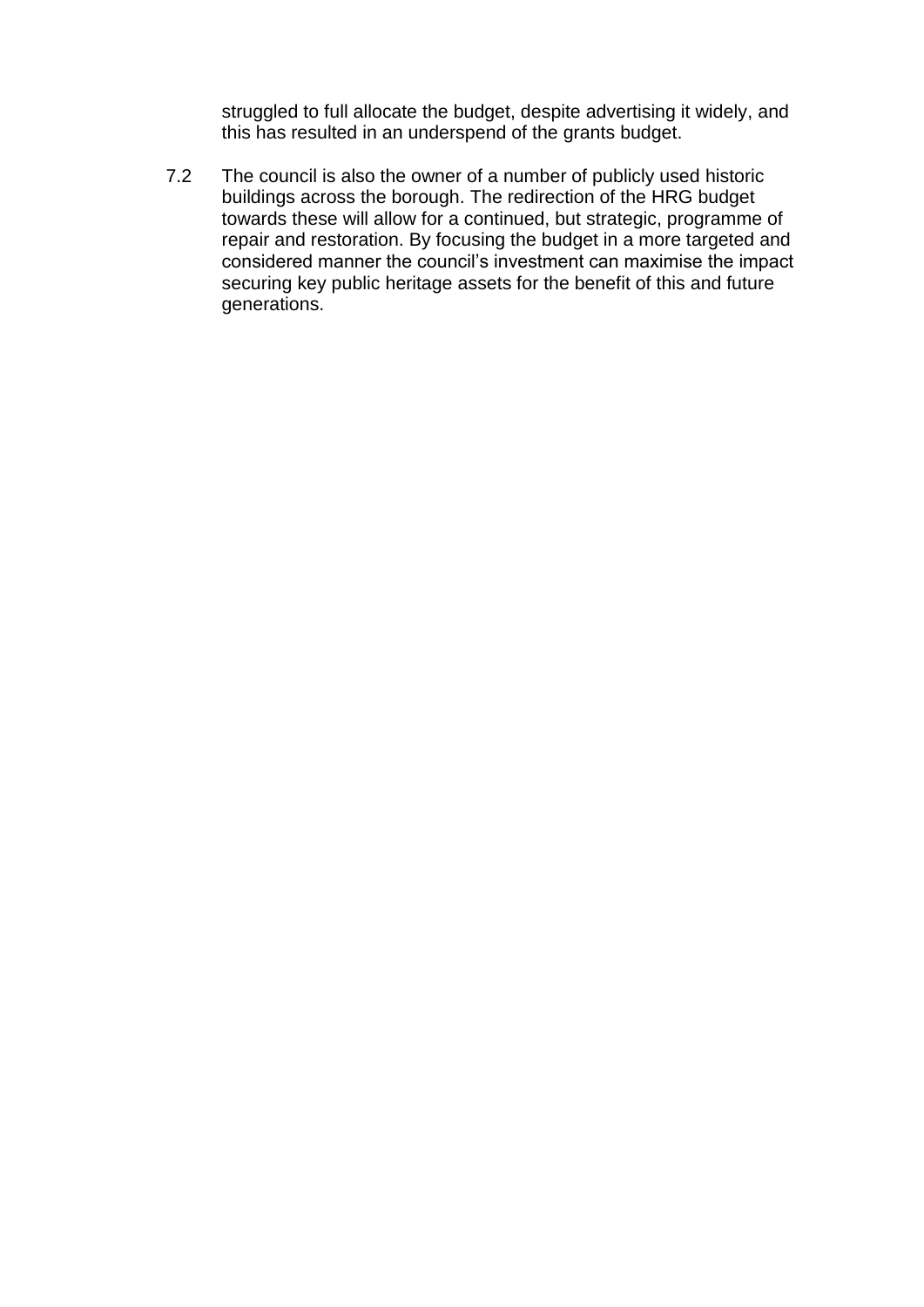struggled to full allocate the budget, despite advertising it widely, and this has resulted in an underspend of the grants budget.

7.2 The council is also the owner of a number of publicly used historic buildings across the borough. The redirection of the HRG budget towards these will allow for a continued, but strategic, programme of repair and restoration. By focusing the budget in a more targeted and considered manner the council's investment can maximise the impact securing key public heritage assets for the benefit of this and future generations.